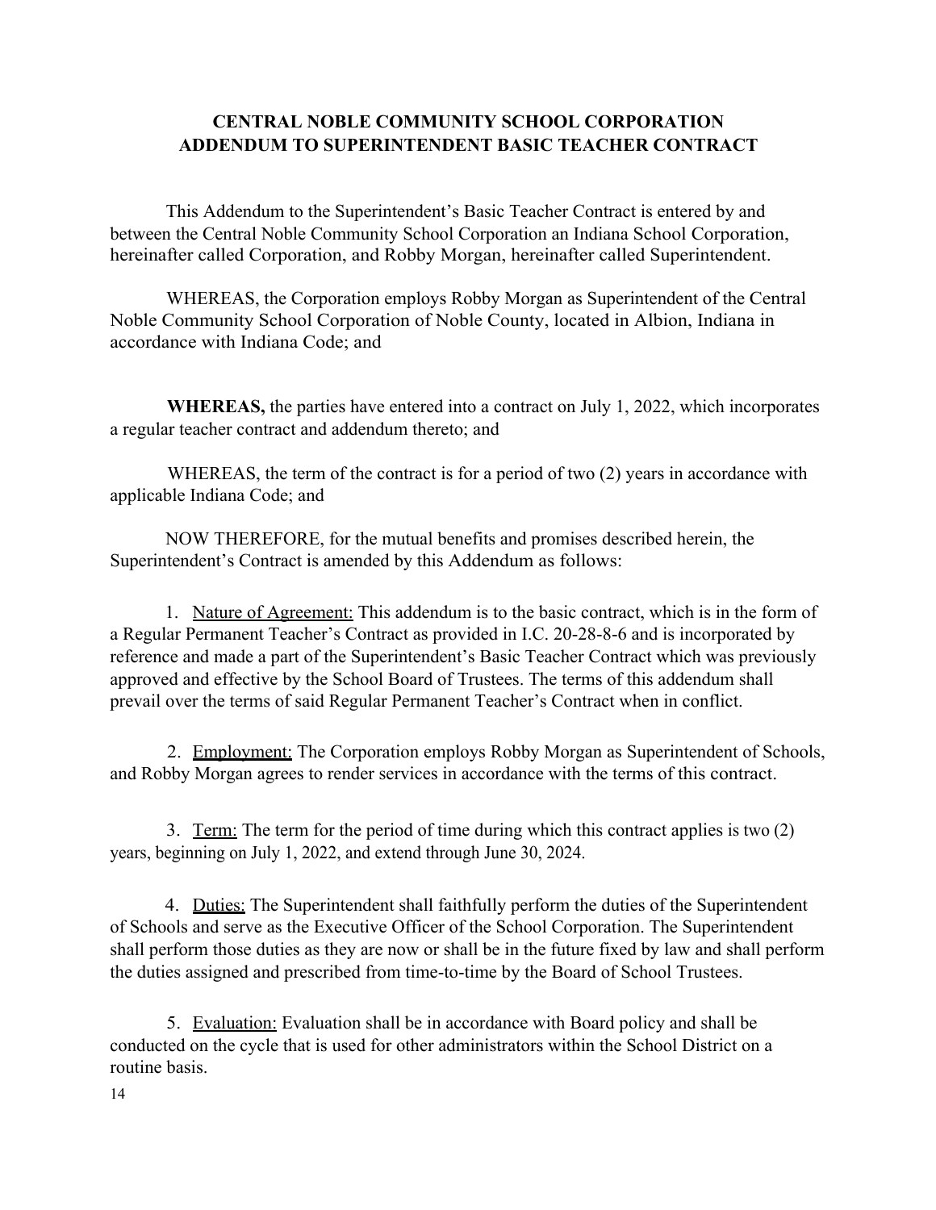# CENTRAL NOBLE COMMUNITY SCHOOL CORPORATION
## ADDENDUM TO SUPERINTENDENT BASIC TEACHER CONTRACT

This Addendum to the Superintendent's Basic Teacher Contract is entered by and between the Central Noble Community School Corporation an Indiana School Corporation, hereinafter called Corporation, and Robby Morgan, hereinafter called Superintendent.

WHEREAS, the Corporation employs Robby Morgan as Superintendent of the Central Noble Community School Corporation of Noble County, located in Albion, Indiana in accordance with Indiana Code; and

**WHEREAS,** the parties have entered into a contract on July 1, 2022, which incorporates a regular teacher contract and addendum thereto; and

WHEREAS, the term of the contract is for a period of two (2) years in accordance with applicable Indiana Code; and

NOW THEREFORE, for the mutual benefits and promises described herein, the Superintendent's Contract is amended by this Addendum as follows:

1. Nature of Agreement: This addendum is to the basic contract, which is in the form of a Regular Permanent Teacher's Contract as provided in I.C. 20-28-8-6 and is incorporated by reference and made a part of the Superintendent's Basic Teacher Contract which was previously approved and effective by the School Board of Trustees. The terms of this addendum shall prevail over the terms of said Regular Permanent Teacher's Contract when in conflict.

2. Employment: The Corporation employs Robby Morgan as Superintendent of Schools, and Robby Morgan agrees to render services in accordance with the terms of this contract.

3. Term: The term for the period of time during which this contract applies is two (2) years, beginning on July 1, 2022, and extend through June 30, 2024.

4. Duties: The Superintendent shall faithfully perform the duties of the Superintendent of Schools and serve as the Executive Officer of the School Corporation. The Superintendent shall perform those duties as they are now or shall be in the future fixed by law and shall perform the duties assigned and prescribed from time-to-time by the Board of School Trustees.

5. Evaluation: Evaluation shall be in accordance with Board policy and shall be conducted on the cycle that is used for other administrators within the School District on a routine basis.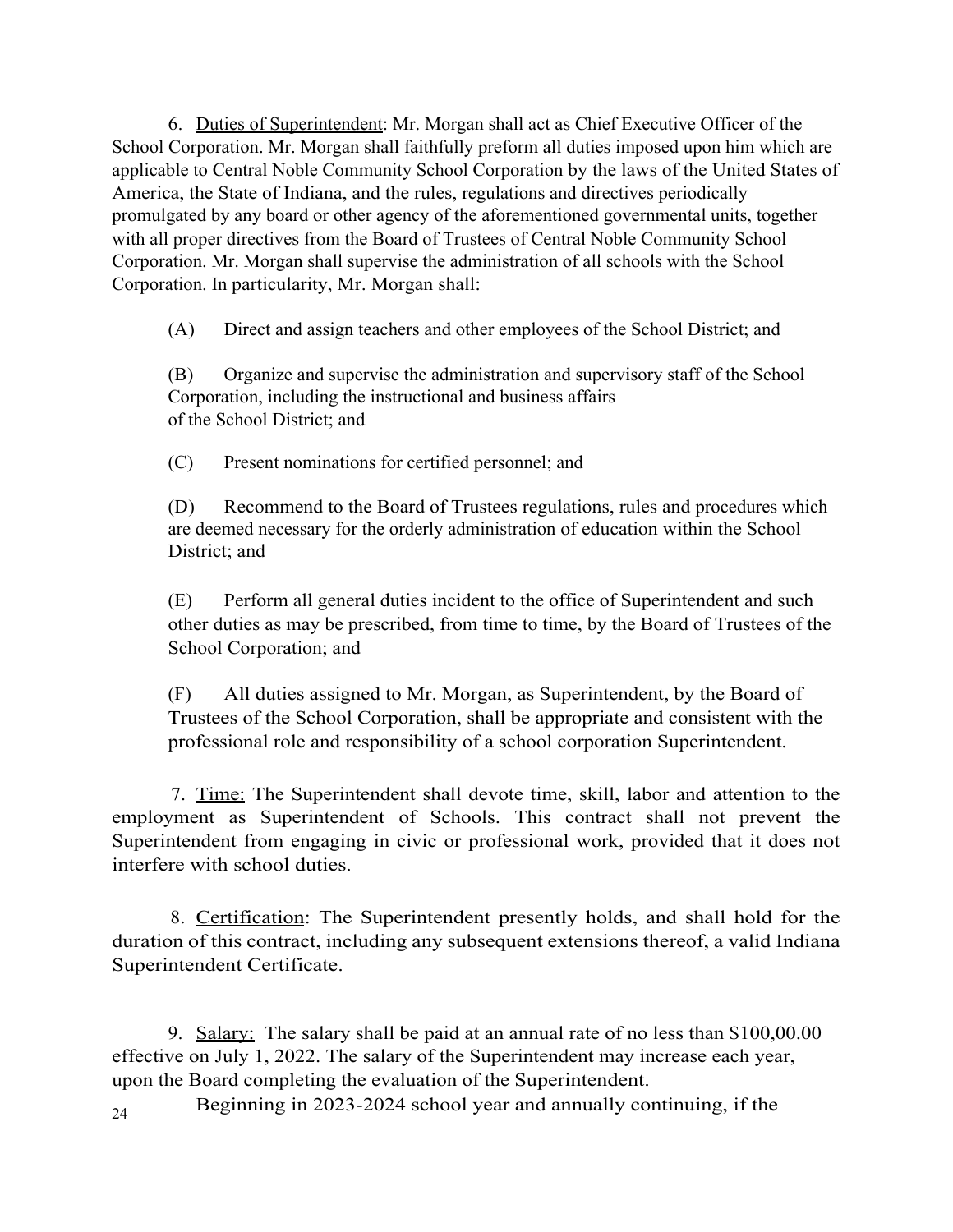6. Duties of Superintendent: Mr. Morgan shall act as Chief Executive Officer of the School Corporation. Mr. Morgan shall faithfully preform all duties imposed upon him which are applicable to Central Noble Community School Corporation by the laws of the United States of America, the State of Indiana, and the rules, regulations and directives periodically promulgated by any board or other agency of the aforementioned governmental units, together with all proper directives from the Board of Trustees of Central Noble Community School Corporation. Mr. Morgan shall supervise the administration of all schools with the School Corporation. In particularity, Mr. Morgan shall:

(A) Direct and assign teachers and other employees of the School District; and

(B) Organize and supervise the administration and supervisory staff of the School Corporation, including the instructional and business affairs of the School District; and

(C) Present nominations for certified personnel; and

(D) Recommend to the Board of Trustees regulations, rules and procedures which are deemed necessary for the orderly administration of education within the School District; and

(E) Perform all general duties incident to the office of Superintendent and such other duties as may be prescribed, from time to time, by the Board of Trustees of the School Corporation; and

(F) All duties assigned to Mr. Morgan, as Superintendent, by the Board of Trustees of the School Corporation, shall be appropriate and consistent with the professional role and responsibility of a school corporation Superintendent.

7. Time: The Superintendent shall devote time, skill, labor and attention to the employment as Superintendent of Schools. This contract shall not prevent the Superintendent from engaging in civic or professional work, provided that it does not interfere with school duties.

8. Certification: The Superintendent presently holds, and shall hold for the duration of this contract, including any subsequent extensions thereof, a valid Indiana Superintendent Certificate.

9. Salary: The salary shall be paid at an annual rate of no less than $100,00.00 effective on July 1, 2022. The salary of the Superintendent may increase each year, upon the Board completing the evaluation of the Superintendent.

24 Beginning in 2023-2024 school year and annually continuing, if the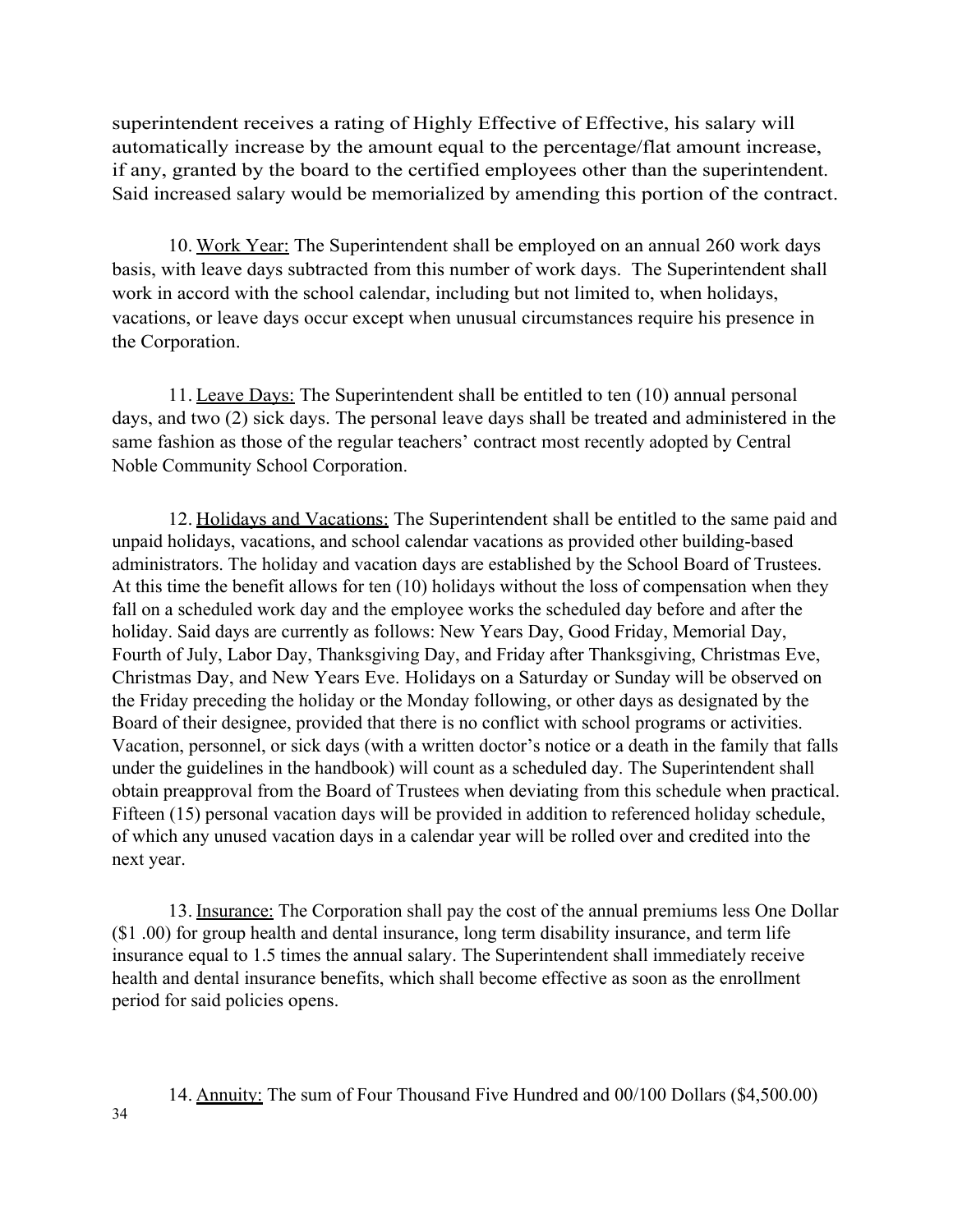superintendent receives a rating of Highly Effective of Effective, his salary will automatically increase by the amount equal to the percentage/flat amount increase, if any, granted by the board to the certified employees other than the superintendent. Said increased salary would be memorialized by amending this portion of the contract.

10. Work Year: The Superintendent shall be employed on an annual 260 work days basis, with leave days subtracted from this number of work days. The Superintendent shall work in accord with the school calendar, including but not limited to, when holidays, vacations, or leave days occur except when unusual circumstances require his presence in the Corporation.

11. Leave Days: The Superintendent shall be entitled to ten (10) annual personal days, and two (2) sick days. The personal leave days shall be treated and administered in the same fashion as those of the regular teachers' contract most recently adopted by Central Noble Community School Corporation.

12. Holidays and Vacations: The Superintendent shall be entitled to the same paid and unpaid holidays, vacations, and school calendar vacations as provided other building-based administrators. The holiday and vacation days are established by the School Board of Trustees. At this time the benefit allows for ten (10) holidays without the loss of compensation when they fall on a scheduled work day and the employee works the scheduled day before and after the holiday. Said days are currently as follows: New Years Day, Good Friday, Memorial Day, Fourth of July, Labor Day, Thanksgiving Day, and Friday after Thanksgiving, Christmas Eve, Christmas Day, and New Years Eve. Holidays on a Saturday or Sunday will be observed on the Friday preceding the holiday or the Monday following, or other days as designated by the Board of their designee, provided that there is no conflict with school programs or activities. Vacation, personnel, or sick days (with a written doctor's notice or a death in the family that falls under the guidelines in the handbook) will count as a scheduled day. The Superintendent shall obtain preapproval from the Board of Trustees when deviating from this schedule when practical. Fifteen (15) personal vacation days will be provided in addition to referenced holiday schedule, of which any unused vacation days in a calendar year will be rolled over and credited into the next year.

13. Insurance: The Corporation shall pay the cost of the annual premiums less One Dollar ($1 .00) for group health and dental insurance, long term disability insurance, and term life insurance equal to 1.5 times the annual salary. The Superintendent shall immediately receive health and dental insurance benefits, which shall become effective as soon as the enrollment period for said policies opens.

14. Annuity: The sum of Four Thousand Five Hundred and 00/100 Dollars ($4,500.00)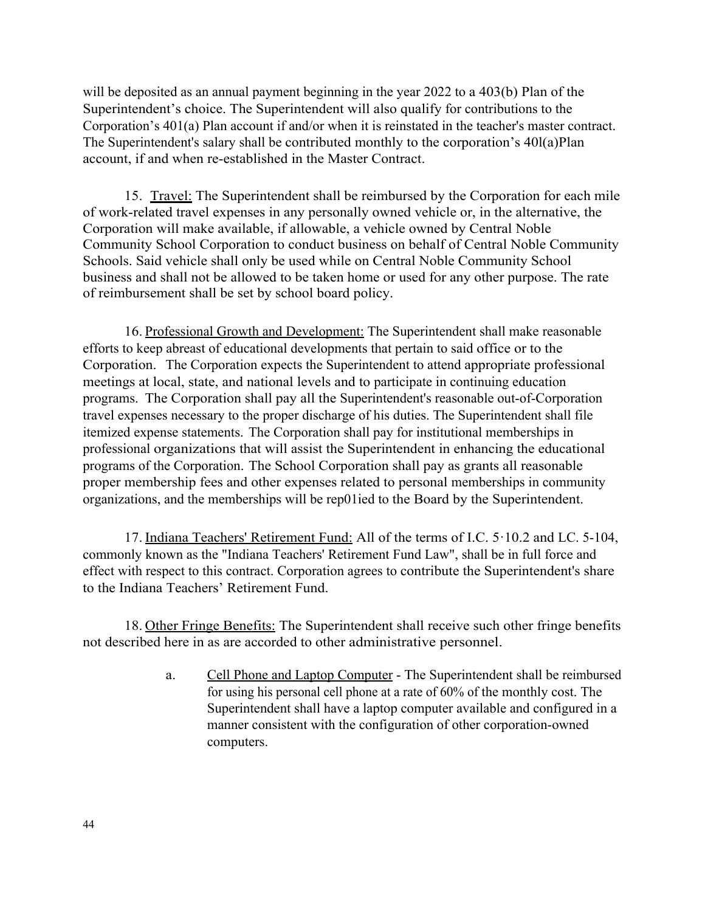will be deposited as an annual payment beginning in the year 2022 to a 403(b) Plan of the Superintendent's choice. The Superintendent will also qualify for contributions to the Corporation's 401(a) Plan account if and/or when it is reinstated in the teacher's master contract. The Superintendent's salary shall be contributed monthly to the corporation's 40l(a)Plan account, if and when re-established in the Master Contract.

15. <u>Travel:</u> The Superintendent shall be reimbursed by the Corporation for each mile of work-related travel expenses in any personally owned vehicle or, in the alternative, the Corporation will make available, if allowable, a vehicle owned by Central Noble Community School Corporation to conduct business on behalf of Central Noble Community Schools. Said vehicle shall only be used while on Central Noble Community School business and shall not be allowed to be taken home or used for any other purpose. The rate of reimbursement shall be set by school board policy.

16. <u>Professional Growth and Development:</u> The Superintendent shall make reasonable efforts to keep abreast of educational developments that pertain to said office or to the Corporation. The Corporation expects the Superintendent to attend appropriate professional meetings at local, state, and national levels and to participate in continuing education programs. The Corporation shall pay all the Superintendent's reasonable out-of-Corporation travel expenses necessary to the proper discharge of his duties. The Superintendent shall file itemized expense statements. The Corporation shall pay for institutional memberships in professional organizations that will assist the Superintendent in enhancing the educational programs of the Corporation. The School Corporation shall pay as grants all reasonable proper membership fees and other expenses related to personal memberships in community organizations, and the memberships will be rep01ied to the Board by the Superintendent.

17. <u>Indiana Teachers' Retirement Fund:</u> All of the terms of I.C. 5·10.2 and LC. 5-104, commonly known as the "Indiana Teachers' Retirement Fund Law", shall be in full force and effect with respect to this contract. Corporation agrees to contribute the Superintendent's share to the Indiana Teachers' Retirement Fund.

18. <u>Other Fringe Benefits:</u> The Superintendent shall receive such other fringe benefits not described here in as are accorded to other administrative personnel.

a. <u>Cell Phone and Laptop Computer</u> - The Superintendent shall be reimbursed for using his personal cell phone at a rate of 60% of the monthly cost. The Superintendent shall have a laptop computer available and configured in a manner consistent with the configuration of other corporation-owned computers.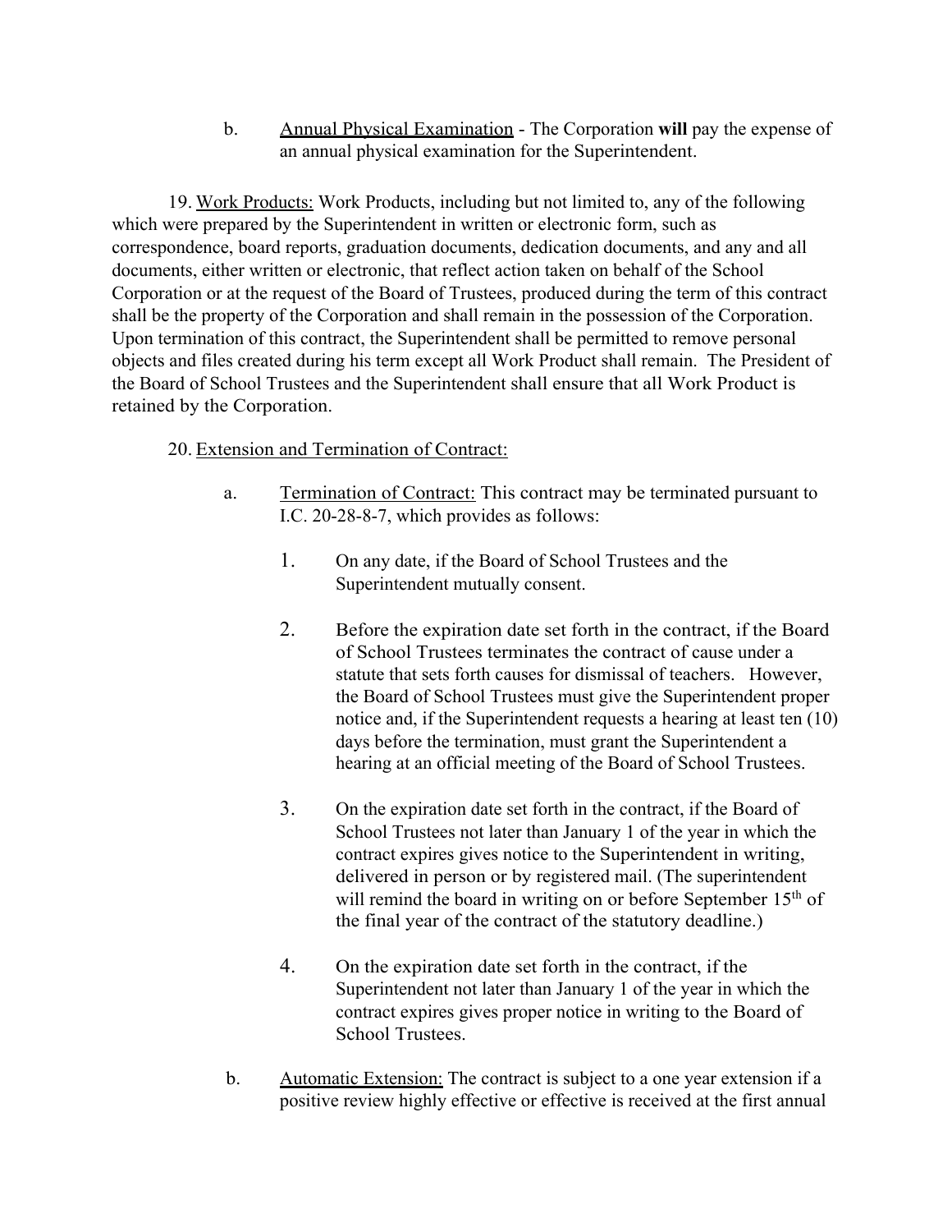b. <u>Annual Physical Examination</u> - The Corporation **will** pay the expense of an annual physical examination for the Superintendent.

19. <u>Work Products:</u> Work Products, including but not limited to, any of the following which were prepared by the Superintendent in written or electronic form, such as correspondence, board reports, graduation documents, dedication documents, and any and all documents, either written or electronic, that reflect action taken on behalf of the School Corporation or at the request of the Board of Trustees, produced during the term of this contract shall be the property of the Corporation and shall remain in the possession of the Corporation. Upon termination of this contract, the Superintendent shall be permitted to remove personal objects and files created during his term except all Work Product shall remain. The President of the Board of School Trustees and the Superintendent shall ensure that all Work Product is retained by the Corporation.

20. <u>Extension and Termination of Contract:</u>

a. <u>Termination of Contract:</u> This contract may be terminated pursuant to I.C. 20-28-8-7, which provides as follows:

1. On any date, if the Board of School Trustees and the Superintendent mutually consent.

2. Before the expiration date set forth in the contract, if the Board of School Trustees terminates the contract of cause under a statute that sets forth causes for dismissal of teachers. However, the Board of School Trustees must give the Superintendent proper notice and, if the Superintendent requests a hearing at least ten (10) days before the termination, must grant the Superintendent a hearing at an official meeting of the Board of School Trustees.

3. On the expiration date set forth in the contract, if the Board of School Trustees not later than January 1 of the year in which the contract expires gives notice to the Superintendent in writing, delivered in person or by registered mail. (The superintendent will remind the board in writing on or before September 15th of the final year of the contract of the statutory deadline.)

4. On the expiration date set forth in the contract, if the Superintendent not later than January 1 of the year in which the contract expires gives proper notice in writing to the Board of School Trustees.

b. <u>Automatic Extension:</u> The contract is subject to a one year extension if a positive review highly effective or effective is received at the first annual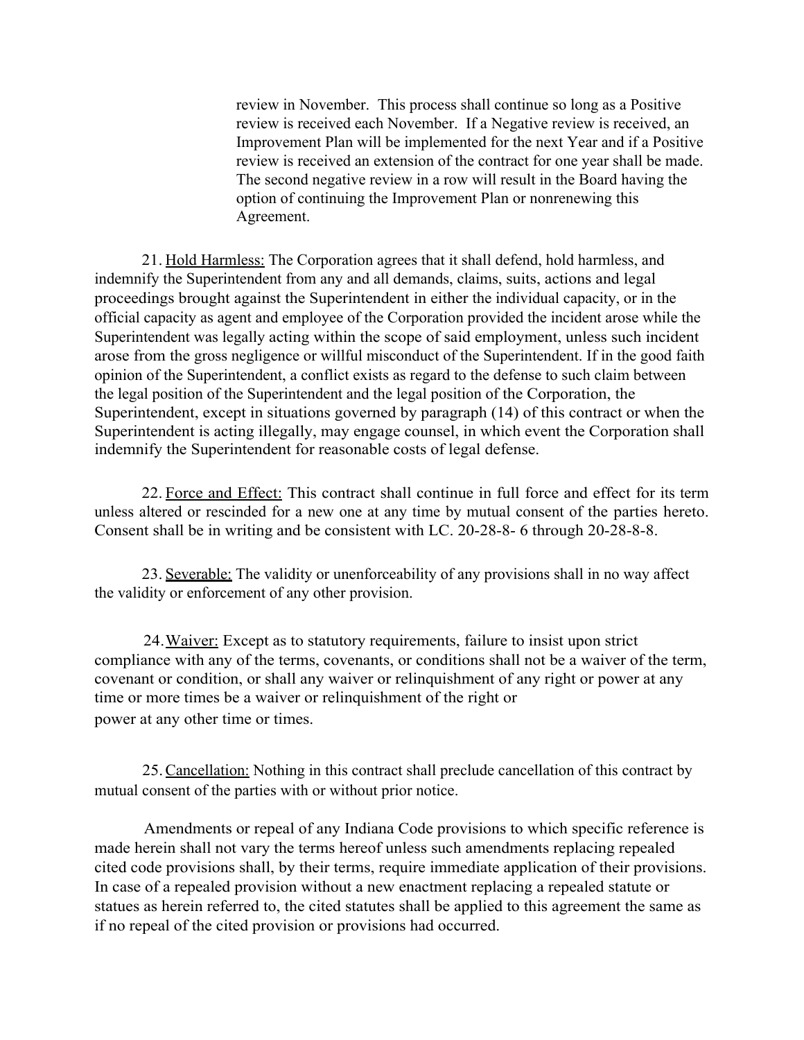review in November. This process shall continue so long as a Positive review is received each November. If a Negative review is received, an Improvement Plan will be implemented for the next Year and if a Positive review is received an extension of the contract for one year shall be made. The second negative review in a row will result in the Board having the option of continuing the Improvement Plan or nonrenewing this Agreement.

21. <u>Hold Harmless:</u> The Corporation agrees that it shall defend, hold harmless, and indemnify the Superintendent from any and all demands, claims, suits, actions and legal proceedings brought against the Superintendent in either the individual capacity, or in the official capacity as agent and employee of the Corporation provided the incident arose while the Superintendent was legally acting within the scope of said employment, unless such incident arose from the gross negligence or willful misconduct of the Superintendent. If in the good faith opinion of the Superintendent, a conflict exists as regard to the defense to such claim between the legal position of the Superintendent and the legal position of the Corporation, the Superintendent, except in situations governed by paragraph (14) of this contract or when the Superintendent is acting illegally, may engage counsel, in which event the Corporation shall indemnify the Superintendent for reasonable costs of legal defense.

22. <u>Force and Effect:</u> This contract shall continue in full force and effect for its term unless altered or rescinded for a new one at any time by mutual consent of the parties hereto. Consent shall be in writing and be consistent with LC. 20-28-8- 6 through 20-28-8-8.

23. <u>Severable:</u> The validity or unenforceability of any provisions shall in no way affect the validity or enforcement of any other provision.

24. <u>Waiver:</u> Except as to statutory requirements, failure to insist upon strict compliance with any of the terms, covenants, or conditions shall not be a waiver of the term, covenant or condition, or shall any waiver or relinquishment of any right or power at any time or more times be a waiver or relinquishment of the right or power at any other time or times.

25. <u>Cancellation:</u> Nothing in this contract shall preclude cancellation of this contract by mutual consent of the parties with or without prior notice.

Amendments or repeal of any Indiana Code provisions to which specific reference is made herein shall not vary the terms hereof unless such amendments replacing repealed cited code provisions shall, by their terms, require immediate application of their provisions. In case of a repealed provision without a new enactment replacing a repealed statute or statues as herein referred to, the cited statutes shall be applied to this agreement the same as if no repeal of the cited provision or provisions had occurred.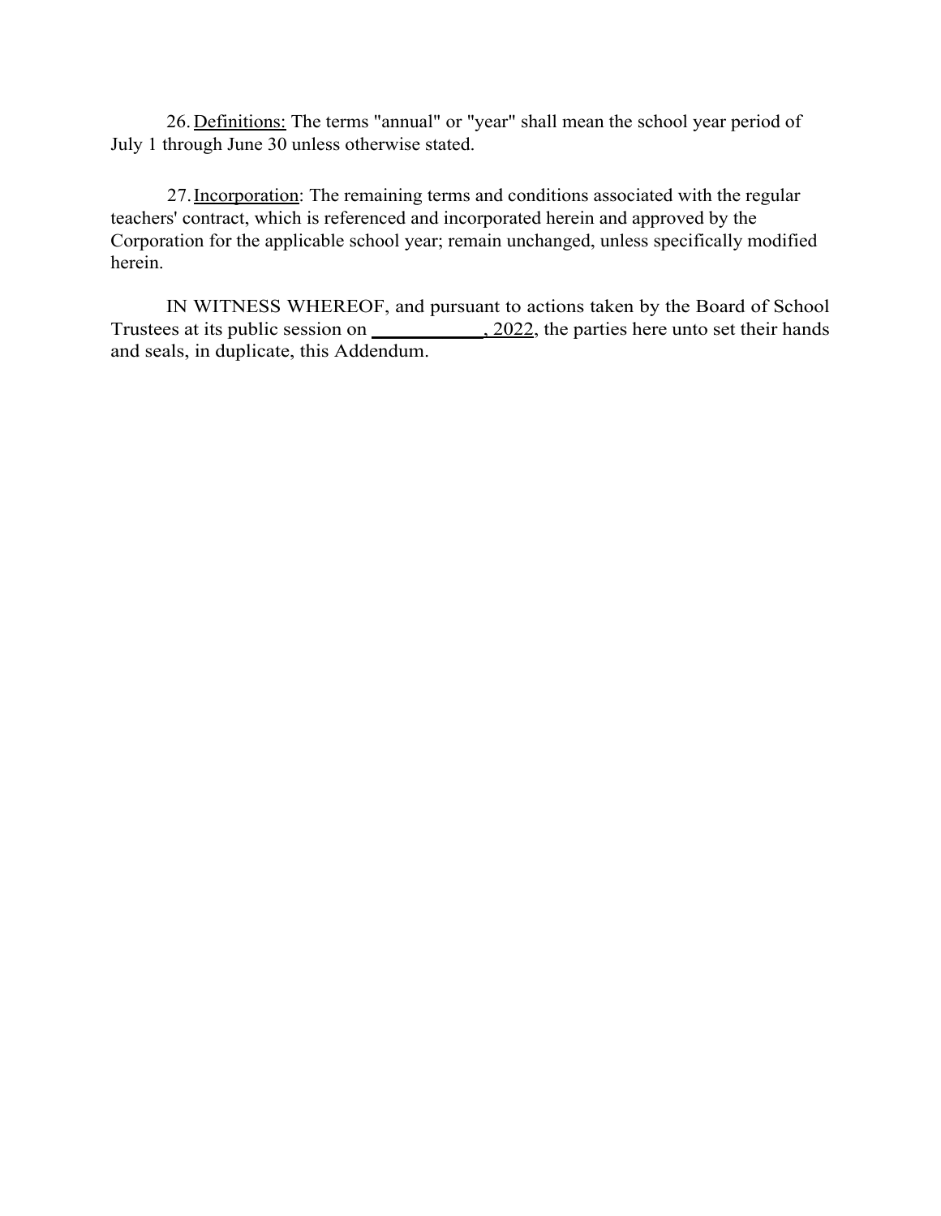26. <u>Definitions:</u> The terms "annual" or "year" shall mean the school year period of July 1 through June 30 unless otherwise stated.

27. <u>Incorporation</u>: The remaining terms and conditions associated with the regular teachers' contract, which is referenced and incorporated herein and approved by the Corporation for the applicable school year; remain unchanged, unless specifically modified herein.

IN WITNESS WHEREOF, and pursuant to actions taken by the Board of School Trustees at its public session on **___________**<u>, 2022</u>, the parties here unto set their hands and seals, in duplicate, this Addendum.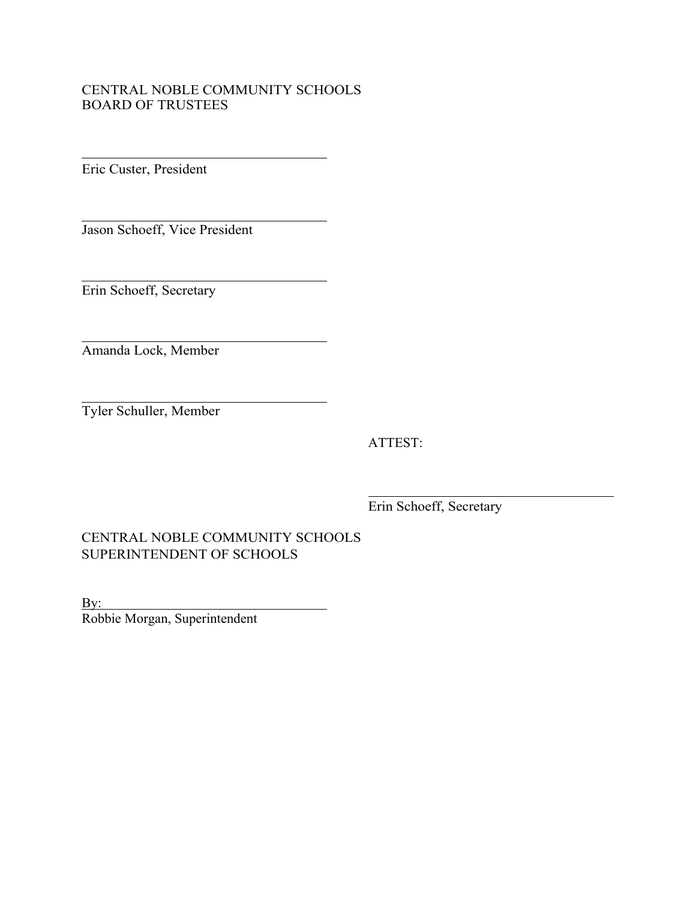CENTRAL NOBLE COMMUNITY SCHOOLS
BOARD OF TRUSTEES

\_\_\_\_\_\_\_\_\_\_\_\_\_\_\_\_\_\_\_\_\_\_\_\_\_\_\_\_\_\_\_\_\_\_
Eric Custer, President

\_\_\_\_\_\_\_\_\_\_\_\_\_\_\_\_\_\_\_\_\_\_\_\_\_\_\_\_\_\_\_\_\_\_
Jason Schoeff, Vice President

\_\_\_\_\_\_\_\_\_\_\_\_\_\_\_\_\_\_\_\_\_\_\_\_\_\_\_\_\_\_\_\_\_\_
Erin Schoeff, Secretary

\_\_\_\_\_\_\_\_\_\_\_\_\_\_\_\_\_\_\_\_\_\_\_\_\_\_\_\_\_\_\_\_\_\_
Amanda Lock, Member

\_\_\_\_\_\_\_\_\_\_\_\_\_\_\_\_\_\_\_\_\_\_\_\_\_\_\_\_\_\_\_\_\_\_
Tyler Schuller, Member

ATTEST:

\_\_\_\_\_\_\_\_\_\_\_\_\_\_\_\_\_\_\_\_\_\_\_\_\_\_\_\_\_\_\_\_\_\_
Erin Schoeff, Secretary

CENTRAL NOBLE COMMUNITY SCHOOLS
SUPERINTENDENT OF SCHOOLS

By:\_\_\_\_\_\_\_\_\_\_\_\_\_\_\_\_\_\_\_\_\_\_\_\_\_\_\_\_\_\_\_\_
Robbie Morgan, Superintendent